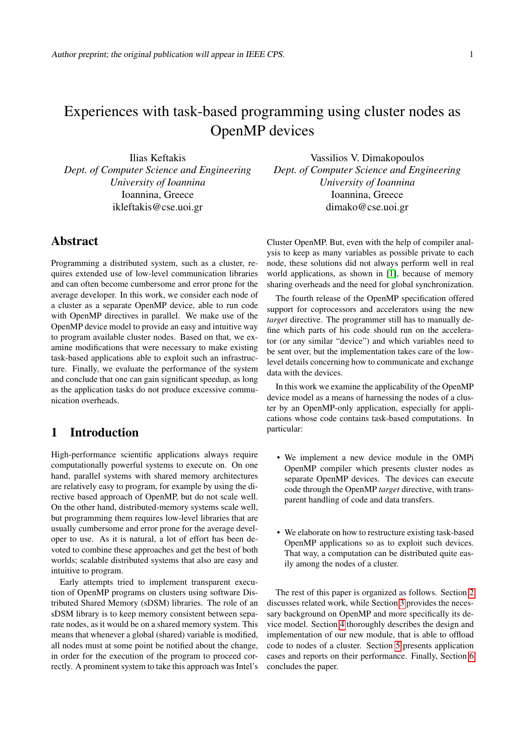# Experiences with task-based programming using cluster nodes as OpenMP devices

Ilias Keftakis
*Dept. of Computer Science and Engineering*
*University of Ioannina*
Ioannina, Greece
ikleftakis@cse.uoi.gr

Vassilios V. Dimakopoulos
*Dept. of Computer Science and Engineering*
*University of Ioannina*
Ioannina, Greece
dimako@cse.uoi.gr

## Abstract

Programming a distributed system, such as a cluster, requires extended use of low-level communication libraries and can often become cumbersome and error prone for the average developer. In this work, we consider each node of a cluster as a separate OpenMP device, able to run code with OpenMP directives in parallel. We make use of the OpenMP device model to provide an easy and intuitive way to program available cluster nodes. Based on that, we examine modifications that were necessary to make existing task-based applications able to exploit such an infrastructure. Finally, we evaluate the performance of the system and conclude that one can gain significant speedup, as long as the application tasks do not produce excessive communication overheads.

## 1 Introduction

High-performance scientific applications always require computationally powerful systems to execute on. On one hand, parallel systems with shared memory architectures are relatively easy to program, for example by using the directive based approach of OpenMP, but do not scale well. On the other hand, distributed-memory systems scale well, but programming them requires low-level libraries that are usually cumbersome and error prone for the average developer to use. As it is natural, a lot of effort has been devoted to combine these approaches and get the best of both worlds; scalable distributed systems that also are easy and intuitive to program.

Early attempts tried to implement transparent execution of OpenMP programs on clusters using software Distributed Shared Memory (sDSM) libraries. The role of an sDSM library is to keep memory consistent between separate nodes, as it would be on a shared memory system. This means that whenever a global (shared) variable is modified, all nodes must at some point be notified about the change, in order for the execution of the program to proceed correctly. A prominent system to take this approach was Intel's Cluster OpenMP. But, even with the help of compiler analysis to keep as many variables as possible private to each node, these solutions did not always perform well in real world applications, as shown in [1], because of memory sharing overheads and the need for global synchronization.

The fourth release of the OpenMP specification offered support for coprocessors and accelerators using the new *target* directive. The programmer still has to manually define which parts of his code should run on the accelerator (or any similar "device") and which variables need to be sent over, but the implementation takes care of the low-level details concerning how to communicate and exchange data with the devices.

In this work we examine the applicability of the OpenMP device model as a means of harnessing the nodes of a cluster by an OpenMP-only application, especially for applications whose code contains task-based computations. In particular:

- We implement a new device module in the OMPi OpenMP compiler which presents cluster nodes as separate OpenMP devices. The devices can execute code through the OpenMP *target* directive, with transparent handling of code and data transfers.

- We elaborate on how to restructure existing task-based OpenMP applications so as to exploit such devices. That way, a computation can be distributed quite easily among the nodes of a cluster.

The rest of this paper is organized as follows. Section 2 discusses related work, while Section 3 provides the necessary background on OpenMP and more specifically its device model. Section 4 thoroughly describes the design and implementation of our new module, that is able to offload code to nodes of a cluster. Section 5 presents application cases and reports on their performance. Finally, Section 6 concludes the paper.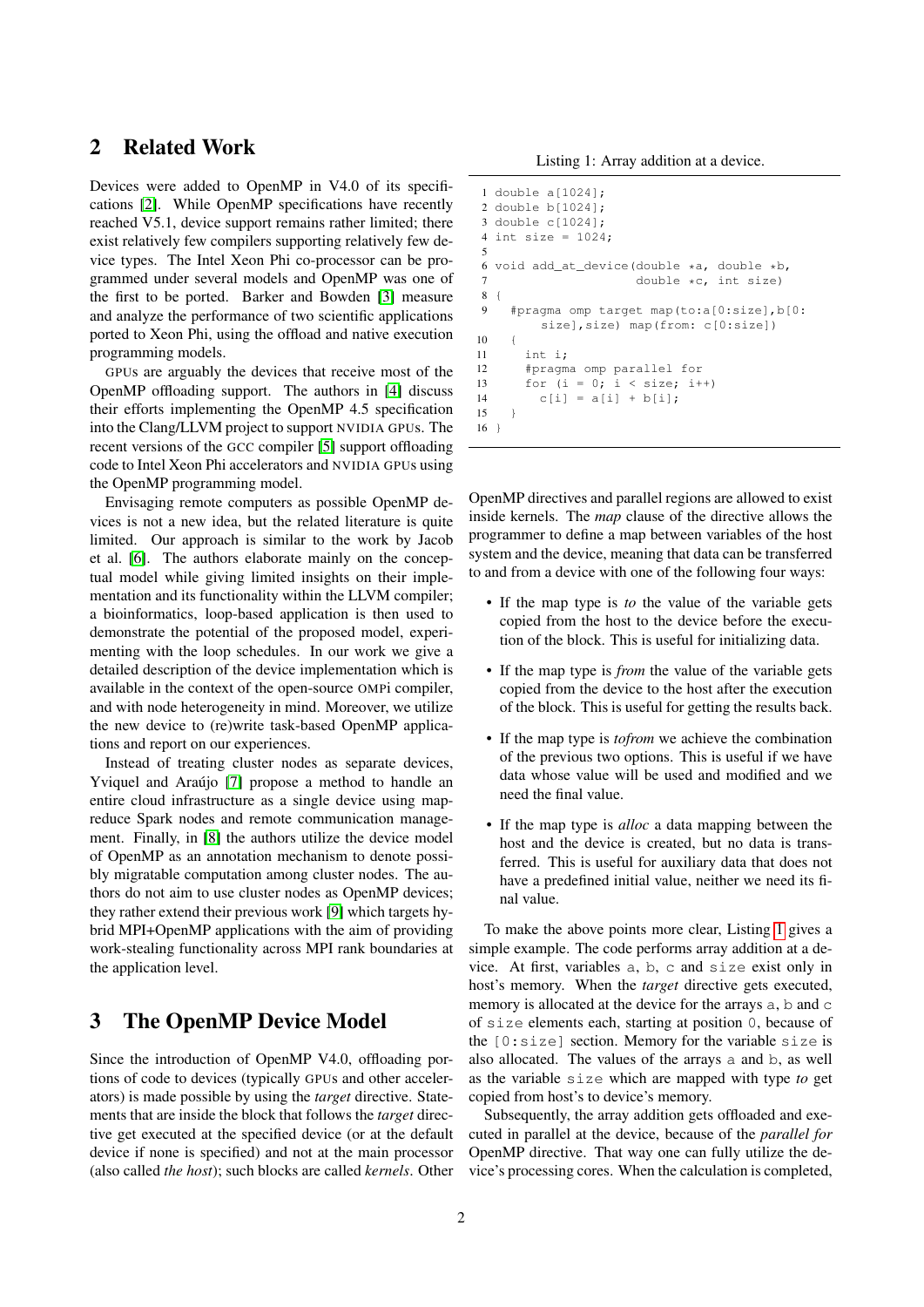## 2 Related Work

Devices were added to OpenMP in V4.0 of its specifications [2]. While OpenMP specifications have recently reached V5.1, device support remains rather limited; there exist relatively few compilers supporting relatively few device types. The Intel Xeon Phi co-processor can be programmed under several models and OpenMP was one of the first to be ported. Barker and Bowden [3] measure and analyze the performance of two scientific applications ported to Xeon Phi, using the offload and native execution programming models.

GPUs are arguably the devices that receive most of the OpenMP offloading support. The authors in [4] discuss their efforts implementing the OpenMP 4.5 specification into the Clang/LLVM project to support NVIDIA GPUs. The recent versions of the GCC compiler [5] support offloading code to Intel Xeon Phi accelerators and NVIDIA GPUs using the OpenMP programming model.

Envisaging remote computers as possible OpenMP devices is not a new idea, but the related literature is quite limited. Our approach is similar to the work by Jacob et al. [6]. The authors elaborate mainly on the conceptual model while giving limited insights on their implementation and its functionality within the LLVM compiler; a bioinformatics, loop-based application is then used to demonstrate the potential of the proposed model, experimenting with the loop schedules. In our work we give a detailed description of the device implementation which is available in the context of the open-source OMPi compiler, and with node heterogeneity in mind. Moreover, we utilize the new device to (re)write task-based OpenMP applications and report on our experiences.

Instead of treating cluster nodes as separate devices, Yviquel and Araújo [7] propose a method to handle an entire cloud infrastructure as a single device using map-reduce Spark nodes and remote communication management. Finally, in [8] the authors utilize the device model of OpenMP as an annotation mechanism to denote possibly migratable computation among cluster nodes. The authors do not aim to use cluster nodes as OpenMP devices; they rather extend their previous work [9] which targets hybrid MPI+OpenMP applications with the aim of providing work-stealing functionality across MPI rank boundaries at the application level.

## 3 The OpenMP Device Model

Since the introduction of OpenMP V4.0, offloading portions of code to devices (typically GPUs and other accelerators) is made possible by using the *target* directive. Statements that are inside the block that follows the *target* directive get executed at the specified device (or at the default device if none is specified) and not at the main processor (also called *the host*); such blocks are called *kernels*. Other OpenMP directives and parallel regions are allowed to exist inside kernels. The *map* clause of the directive allows the programmer to define a map between variables of the host system and the device, meaning that data can be transferred to and from a device with one of the following four ways:

Listing 1: Array addition at a device.

```
1  double a[1024];
2  double b[1024];
3  double c[1024];
4  int size = 1024;
5
6  void add_at_device(double *a, double *b,
7                     double *c, int size)
8  {
9    #pragma omp target map(to:a[0:size],b[0:
        size],size) map(from: c[0:size])
10   {
11     int i;
12     #pragma omp parallel for
13     for (i = 0; i < size; i++)
14       c[i] = a[i] + b[i];
15   }
16 }
```

- If the map type is *to* the value of the variable gets copied from the host to the device before the execution of the block. This is useful for initializing data.
- If the map type is *from* the value of the variable gets copied from the device to the host after the execution of the block. This is useful for getting the results back.
- If the map type is *tofrom* we achieve the combination of the previous two options. This is useful if we have data whose value will be used and modified and we need the final value.
- If the map type is *alloc* a data mapping between the host and the device is created, but no data is transferred. This is useful for auxiliary data that does not have a predefined initial value, neither we need its final value.

To make the above points more clear, Listing 1 gives a simple example. The code performs array addition at a device. At first, variables `a`, `b`, `c` and `size` exist only in host's memory. When the *target* directive gets executed, memory is allocated at the device for the arrays `a`, `b` and `c` of `size` elements each, starting at position `0`, because of the `[0:size]` section. Memory for the variable `size` is also allocated. The values of the arrays `a` and `b`, as well as the variable `size` which are mapped with type *to* get copied from host's to device's memory.

Subsequently, the array addition gets offloaded and executed in parallel at the device, because of the *parallel for* OpenMP directive. That way one can fully utilize the device's processing cores. When the calculation is completed,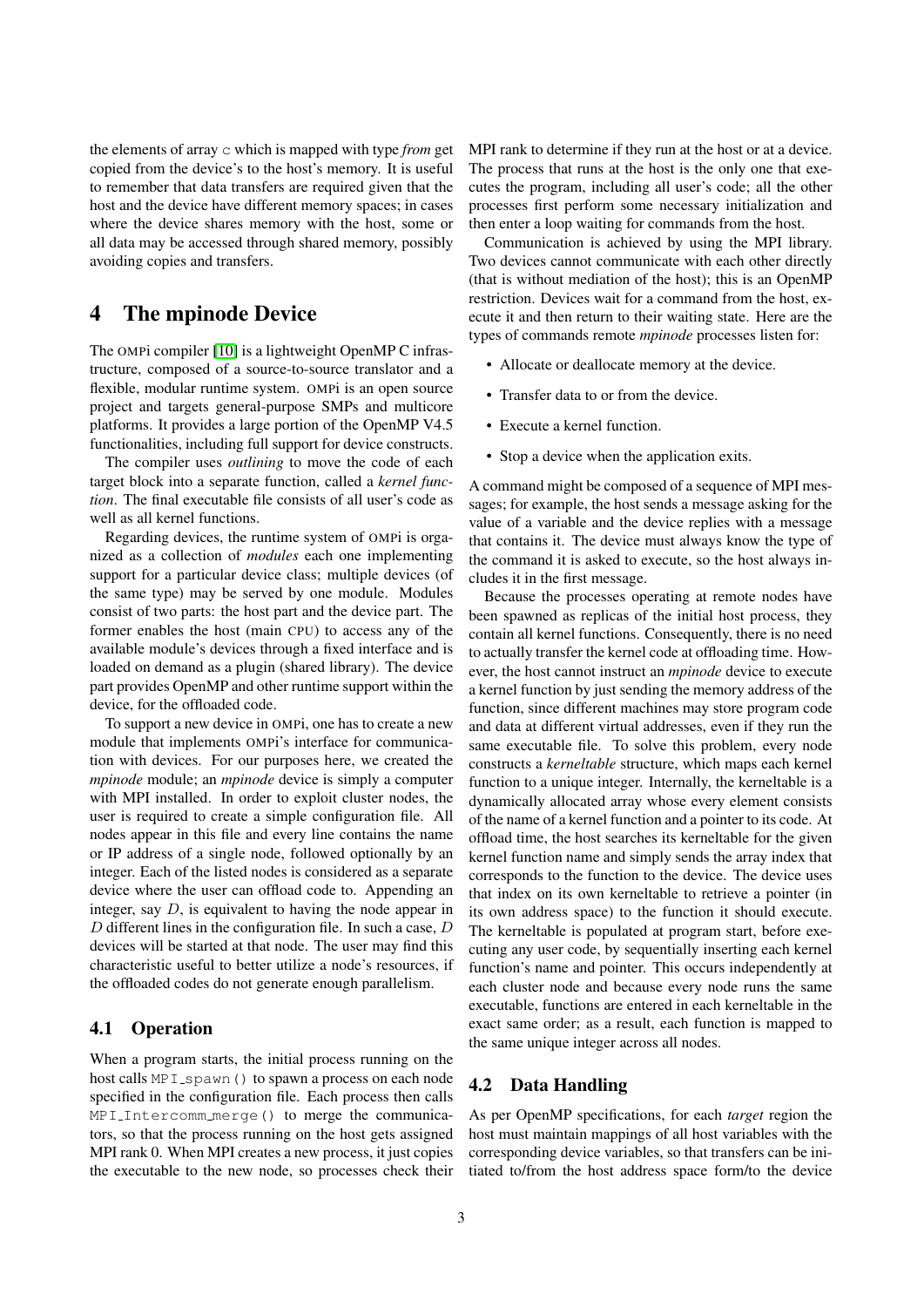the elements of array `c` which is mapped with type *from* get copied from the device's to the host's memory. It is useful to remember that data transfers are required given that the host and the device have different memory spaces; in cases where the device shares memory with the host, some or all data may be accessed through shared memory, possibly avoiding copies and transfers.

# 4 The mpinode Device

The OMPi compiler [10] is a lightweight OpenMP C infrastructure, composed of a source-to-source translator and a flexible, modular runtime system. OMPi is an open source project and targets general-purpose SMPs and multicore platforms. It provides a large portion of the OpenMP V4.5 functionalities, including full support for device constructs.

The compiler uses *outlining* to move the code of each target block into a separate function, called a *kernel function*. The final executable file consists of all user's code as well as all kernel functions.

Regarding devices, the runtime system of OMPi is organized as a collection of *modules* each one implementing support for a particular device class; multiple devices (of the same type) may be served by one module. Modules consist of two parts: the host part and the device part. The former enables the host (main CPU) to access any of the available module's devices through a fixed interface and is loaded on demand as a plugin (shared library). The device part provides OpenMP and other runtime support within the device, for the offloaded code.

To support a new device in OMPi, one has to create a new module that implements OMPi's interface for communication with devices. For our purposes here, we created the *mpinode* module; an *mpinode* device is simply a computer with MPI installed. In order to exploit cluster nodes, the user is required to create a simple configuration file. All nodes appear in this file and every line contains the name or IP address of a single node, followed optionally by an integer. Each of the listed nodes is considered as a separate device where the user can offload code to. Appending an integer, say $D$, is equivalent to having the node appear in $D$ different lines in the configuration file. In such a case, $D$ devices will be started at that node. The user may find this characteristic useful to better utilize a node's resources, if the offloaded codes do not generate enough parallelism.

## 4.1 Operation

When a program starts, the initial process running on the host calls `MPI_spawn()` to spawn a process on each node specified in the configuration file. Each process then calls `MPI_Intercomm_merge()` to merge the communicators, so that the process running on the host gets assigned MPI rank 0. When MPI creates a new process, it just copies the executable to the new node, so processes check their MPI rank to determine if they run at the host or at a device. The process that runs at the host is the only one that executes the program, including all user's code; all the other processes first perform some necessary initialization and then enter a loop waiting for commands from the host.

Communication is achieved by using the MPI library. Two devices cannot communicate with each other directly (that is without mediation of the host); this is an OpenMP restriction. Devices wait for a command from the host, execute it and then return to their waiting state. Here are the types of commands remote *mpinode* processes listen for:

- Allocate or deallocate memory at the device.
- Transfer data to or from the device.
- Execute a kernel function.
- Stop a device when the application exits.

A command might be composed of a sequence of MPI messages; for example, the host sends a message asking for the value of a variable and the device replies with a message that contains it. The device must always know the type of the command it is asked to execute, so the host always includes it in the first message.

Because the processes operating at remote nodes have been spawned as replicas of the initial host process, they contain all kernel functions. Consequently, there is no need to actually transfer the kernel code at offloading time. However, the host cannot instruct an *mpinode* device to execute a kernel function by just sending the memory address of the function, since different machines may store program code and data at different virtual addresses, even if they run the same executable file. To solve this problem, every node constructs a *kerneltable* structure, which maps each kernel function to a unique integer. Internally, the kerneltable is a dynamically allocated array whose every element consists of the name of a kernel function and a pointer to its code. At offload time, the host searches its kerneltable for the given kernel function name and simply sends the array index that corresponds to the function to the device. The device uses that index on its own kerneltable to retrieve a pointer (in its own address space) to the function it should execute. The kerneltable is populated at program start, before executing any user code, by sequentially inserting each kernel function's name and pointer. This occurs independently at each cluster node and because every node runs the same executable, functions are entered in each kerneltable in the exact same order; as a result, each function is mapped to the same unique integer across all nodes.

## 4.2 Data Handling

As per OpenMP specifications, for each *target* region the host must maintain mappings of all host variables with the corresponding device variables, so that transfers can be initiated to/from the host address space form/to the device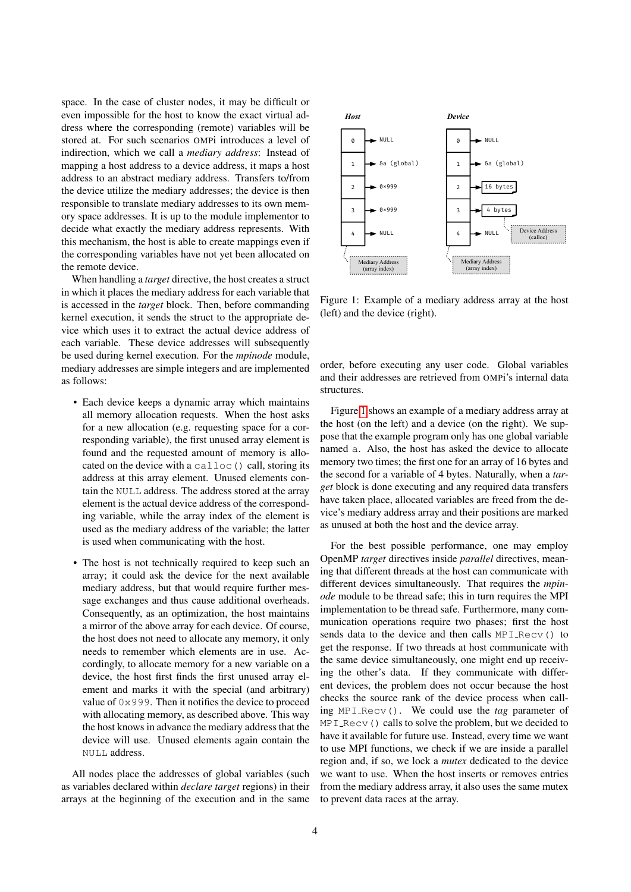space. In the case of cluster nodes, it may be difficult or even impossible for the host to know the exact virtual address where the corresponding (remote) variables will be stored at. For such scenarios OMPi introduces a level of indirection, which we call a *mediary address*: Instead of mapping a host address to a device address, it maps a host address to an abstract mediary address. Transfers to/from the device utilize the mediary addresses; the device is then responsible to translate mediary addresses to its own memory space addresses. It is up to the module implementor to decide what exactly the mediary address represents. With this mechanism, the host is able to create mappings even if the corresponding variables have not yet been allocated on the remote device.

When handling a *target* directive, the host creates a struct in which it places the mediary address for each variable that is accessed in the *target* block. Then, before commanding kernel execution, it sends the struct to the appropriate device which uses it to extract the actual device address of each variable. These device addresses will subsequently be used during kernel execution. For the *mpinode* module, mediary addresses are simple integers and are implemented as follows:

- Each device keeps a dynamic array which maintains all memory allocation requests. When the host asks for a new allocation (e.g. requesting space for a corresponding variable), the first unused array element is found and the requested amount of memory is allocated on the device with a `calloc()` call, storing its address at this array element. Unused elements contain the `NULL` address. The address stored at the array element is the actual device address of the corresponding variable, while the array index of the element is used as the mediary address of the variable; the latter is used when communicating with the host.
- The host is not technically required to keep such an array; it could ask the device for the next available mediary address, but that would require further message exchanges and thus cause additional overheads. Consequently, as an optimization, the host maintains a mirror of the above array for each device. Of course, the host does not need to allocate any memory, it only needs to remember which elements are in use. Accordingly, to allocate memory for a new variable on a device, the host first finds the first unused array element and marks it with the special (and arbitrary) value of `0x999`. Then it notifies the device to proceed with allocating memory, as described above. This way the host knows in advance the mediary address that the device will use. Unused elements again contain the `NULL` address.

All nodes place the addresses of global variables (such as variables declared within *declare target* regions) in their arrays at the beginning of the execution and in the same order, before executing any user code. Global variables and their addresses are retrieved from OMPi's internal data structures.

| Host index | Host entry | Device index | Device entry |
|---|---|---|---|
| 0 | NULL | 0 | NULL |
| 1 | &a (global) | 1 | &a (global) |
| 2 | 0x999 | 2 | 16 bytes |
| 3 | 0x999 | 3 | 4 bytes |
| 4 | NULL | 4 | NULL |

Mediary Address (array index) — Device Address (calloc)

Figure 1: Example of a mediary address array at the host (left) and the device (right).

Figure 1 shows an example of a mediary address array at the host (on the left) and a device (on the right). We suppose that the example program only has one global variable named `a`. Also, the host has asked the device to allocate memory two times; the first one for an array of 16 bytes and the second for a variable of 4 bytes. Naturally, when a *target* block is done executing and any required data transfers have taken place, allocated variables are freed from the device's mediary address array and their positions are marked as unused at both the host and the device array.

For the best possible performance, one may employ OpenMP *target* directives inside *parallel* directives, meaning that different threads at the host can communicate with different devices simultaneously. That requires the *mpinode* module to be thread safe; this in turn requires the MPI implementation to be thread safe. Furthermore, many communication operations require two phases; first the host sends data to the device and then calls `MPI_Recv()` to get the response. If two threads at host communicate with the same device simultaneously, one might end up receiving the other's data. If they communicate with different devices, the problem does not occur because the host checks the source rank of the device process when calling `MPI_Recv()`. We could use the *tag* parameter of `MPI_Recv()` calls to solve the problem, but we decided to have it available for future use. Instead, every time we want to use MPI functions, we check if we are inside a parallel region and, if so, we lock a *mutex* dedicated to the device we want to use. When the host inserts or removes entries from the mediary address array, it also uses the same mutex to prevent data races at the array.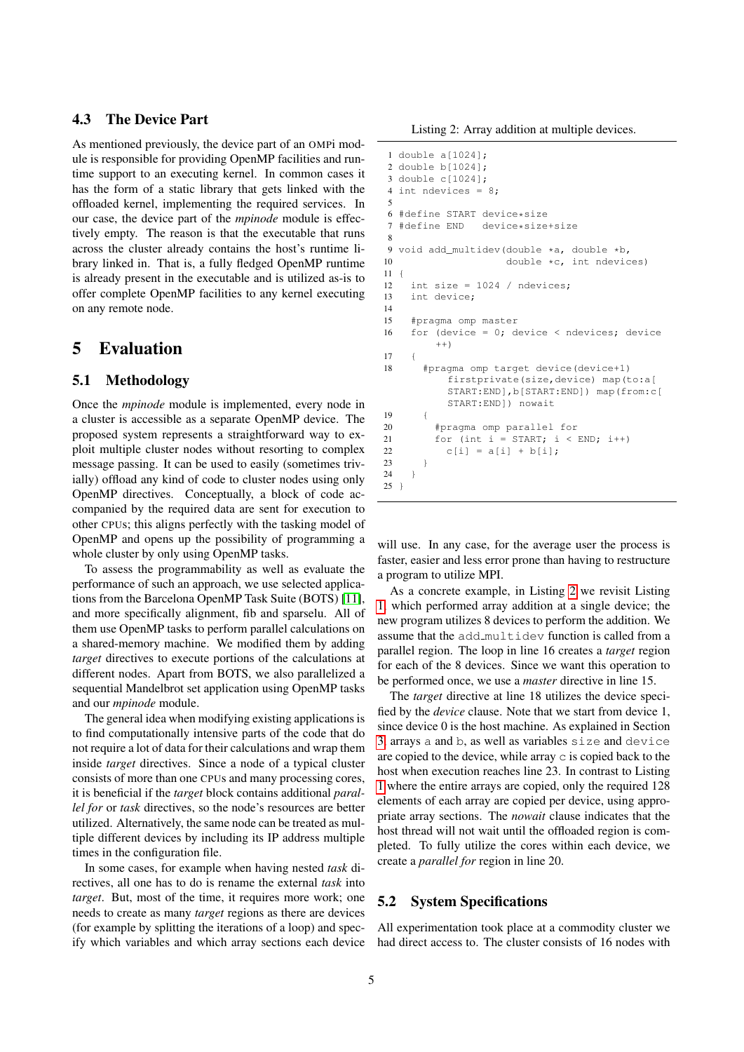### 4.3 The Device Part

As mentioned previously, the device part of an OMPi module is responsible for providing OpenMP facilities and runtime support to an executing kernel. In common cases it has the form of a static library that gets linked with the offloaded kernel, implementing the required services. In our case, the device part of the *mpinode* module is effectively empty. The reason is that the executable that runs across the cluster already contains the host's runtime library linked in. That is, a fully fledged OpenMP runtime is already present in the executable and is utilized as-is to offer complete OpenMP facilities to any kernel executing on any remote node.

## 5 Evaluation

### 5.1 Methodology

Once the *mpinode* module is implemented, every node in a cluster is accessible as a separate OpenMP device. The proposed system represents a straightforward way to exploit multiple cluster nodes without resorting to complex message passing. It can be used to easily (sometimes trivially) offload any kind of code to cluster nodes using only OpenMP directives. Conceptually, a block of code accompanied by the required data are sent for execution to other CPUs; this aligns perfectly with the tasking model of OpenMP and opens up the possibility of programming a whole cluster by only using OpenMP tasks.

To assess the programmability as well as evaluate the performance of such an approach, we use selected applications from the Barcelona OpenMP Task Suite (BOTS) [11], and more specifically alignment, fib and sparselu. All of them use OpenMP tasks to perform parallel calculations on a shared-memory machine. We modified them by adding *target* directives to execute portions of the calculations at different nodes. Apart from BOTS, we also parallelized a sequential Mandelbrot set application using OpenMP tasks and our *mpinode* module.

The general idea when modifying existing applications is to find computationally intensive parts of the code that do not require a lot of data for their calculations and wrap them inside *target* directives. Since a node of a typical cluster consists of more than one CPUs and many processing cores, it is beneficial if the *target* block contains additional *parallel for* or *task* directives, so the node's resources are better utilized. Alternatively, the same node can be treated as multiple different devices by including its IP address multiple times in the configuration file.

In some cases, for example when having nested *task* directives, all one has to do is rename the external *task* into *target*. But, most of the time, it requires more work; one needs to create as many *target* regions as there are devices (for example by splitting the iterations of a loop) and specify which variables and which array sections each device will use. In any case, for the average user the process is faster, easier and less error prone than having to restructure a program to utilize MPI.

Listing 2: Array addition at multiple devices.

```
1  double a[1024];
2  double b[1024];
3  double c[1024];
4  int ndevices = 8;
5
6  #define START device*size
7  #define END   device*size+size
8
9  void add_multidev(double *a, double *b,
10                  double *c, int ndevices)
11 {
12   int size = 1024 / ndevices;
13   int device;
14
15   #pragma omp master
16   for (device = 0; device < ndevices; device
         ++)
17   {
18     #pragma omp target device(device+1)
           firstprivate(size,device) map(to:a[
           START:END],b[START:END]) map(from:c[
           START:END]) nowait
19     {
20       #pragma omp parallel for
21       for (int i = START; i < END; i++)
22         c[i] = a[i] + b[i];
23     }
24   }
25 }
```

As a concrete example, in Listing 2 we revisit Listing 1, which performed array addition at a single device; the new program utilizes 8 devices to perform the addition. We assume that the add_multidev function is called from a parallel region. The loop in line 16 creates a *target* region for each of the 8 devices. Since we want this operation to be performed once, we use a *master* directive in line 15.

The *target* directive at line 18 utilizes the device specified by the *device* clause. Note that we start from device 1, since device 0 is the host machine. As explained in Section 3, arrays a and b, as well as variables size and device are copied to the device, while array c is copied back to the host when execution reaches line 23. In contrast to Listing 1 where the entire arrays are copied, only the required 128 elements of each array are copied per device, using appropriate array sections. The *nowait* clause indicates that the host thread will not wait until the offloaded region is completed. To fully utilize the cores within each device, we create a *parallel for* region in line 20.

### 5.2 System Specifications

All experimentation took place at a commodity cluster we had direct access to. The cluster consists of 16 nodes with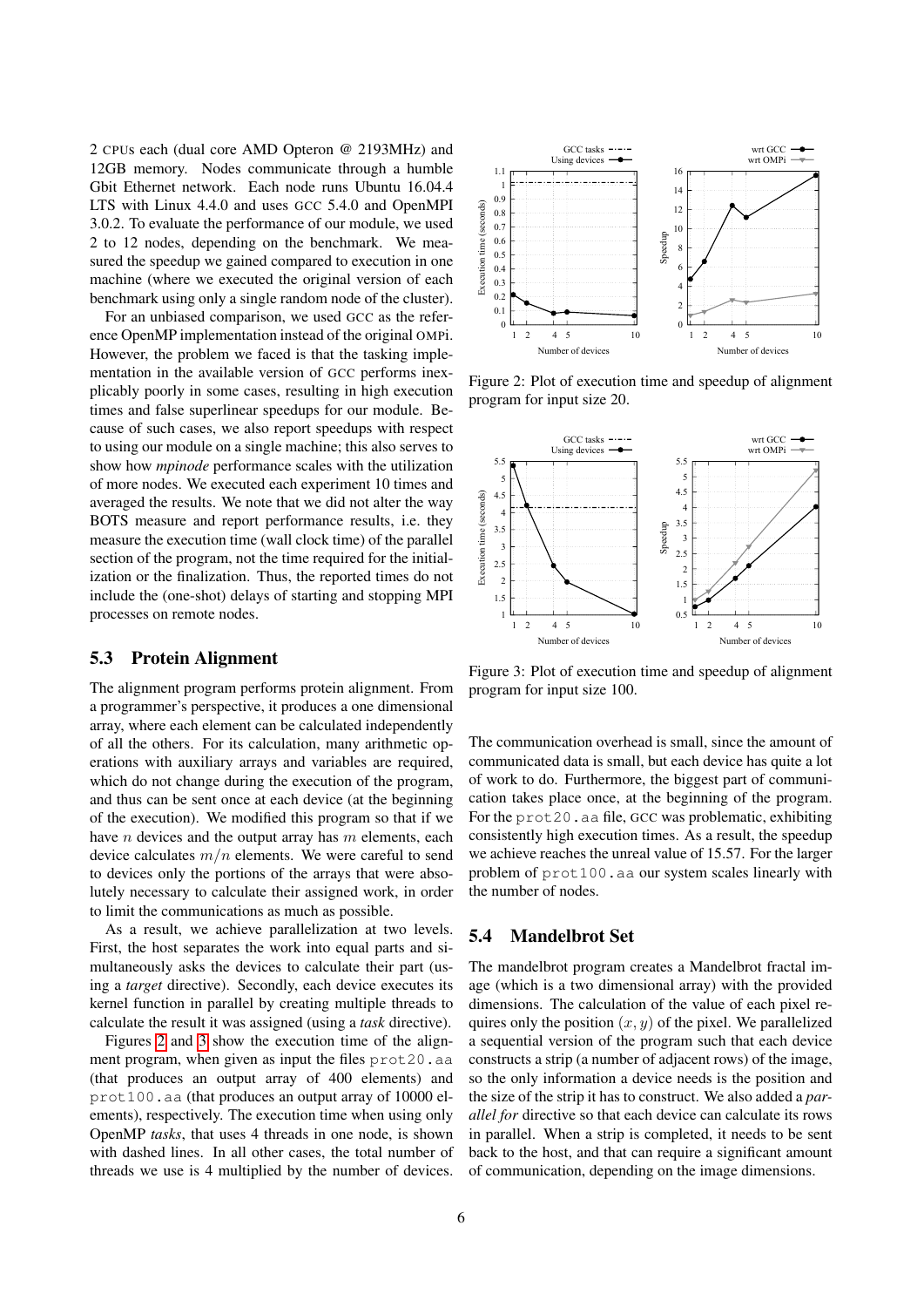2 CPUs each (dual core AMD Opteron @ 2193MHz) and 12GB memory. Nodes communicate through a humble Gbit Ethernet network. Each node runs Ubuntu 16.04.4 LTS with Linux 4.4.0 and uses GCC 5.4.0 and OpenMPI 3.0.2. To evaluate the performance of our module, we used 2 to 12 nodes, depending on the benchmark. We measured the speedup we gained compared to execution in one machine (where we executed the original version of each benchmark using only a single random node of the cluster).

For an unbiased comparison, we used GCC as the reference OpenMP implementation instead of the original OMPi. However, the problem we faced is that the tasking implementation in the available version of GCC performs inexplicably poorly in some cases, resulting in high execution times and false superlinear speedups for our module. Because of such cases, we also report speedups with respect to using our module on a single machine; this also serves to show how *mpinode* performance scales with the utilization of more nodes. We executed each experiment 10 times and averaged the results. We note that we did not alter the way BOTS measure and report performance results, i.e. they measure the execution time (wall clock time) of the parallel section of the program, not the time required for the initialization or the finalization. Thus, the reported times do not include the (one-shot) delays of starting and stopping MPI processes on remote nodes.

### 5.3 Protein Alignment

The alignment program performs protein alignment. From a programmer's perspective, it produces a one dimensional array, where each element can be calculated independently of all the others. For its calculation, many arithmetic operations with auxiliary arrays and variables are required, which do not change during the execution of the program, and thus can be sent once at each device (at the beginning of the execution). We modified this program so that if we have $n$ devices and the output array has $m$ elements, each device calculates $m/n$ elements. We were careful to send to devices only the portions of the arrays that were absolutely necessary to calculate their assigned work, in order to limit the communications as much as possible.

As a result, we achieve parallelization at two levels. First, the host separates the work into equal parts and simultaneously asks the devices to calculate their part (using a *target* directive). Secondly, each device executes its kernel function in parallel by creating multiple threads to calculate the result it was assigned (using a *task* directive).

Figures 2 and 3 show the execution time of the alignment program, when given as input the files `prot20.aa` (that produces an output array of 400 elements) and `prot100.aa` (that produces an output array of 10000 elements), respectively. The execution time when using only OpenMP *tasks*, that uses 4 threads in one node, is shown with dashed lines. In all other cases, the total number of threads we use is 4 multiplied by the number of devices.

Figure 2: Plot of execution time and speedup of alignment program for input size 20.

Figure 3: Plot of execution time and speedup of alignment program for input size 100.

The communication overhead is small, since the amount of communicated data is small, but each device has quite a lot of work to do. Furthermore, the biggest part of communication takes place once, at the beginning of the program. For the `prot20.aa` file, GCC was problematic, exhibiting consistently high execution times. As a result, the speedup we achieve reaches the unreal value of 15.57. For the larger problem of `prot100.aa` our system scales linearly with the number of nodes.

### 5.4 Mandelbrot Set

The mandelbrot program creates a Mandelbrot fractal image (which is a two dimensional array) with the provided dimensions. The calculation of the value of each pixel requires only the position $(x, y)$ of the pixel. We parallelized a sequential version of the program such that each device constructs a strip (a number of adjacent rows) of the image, so the only information a device needs is the position and the size of the strip it has to construct. We also added a *parallel for* directive so that each device can calculate its rows in parallel. When a strip is completed, it needs to be sent back to the host, and that can require a significant amount of communication, depending on the image dimensions.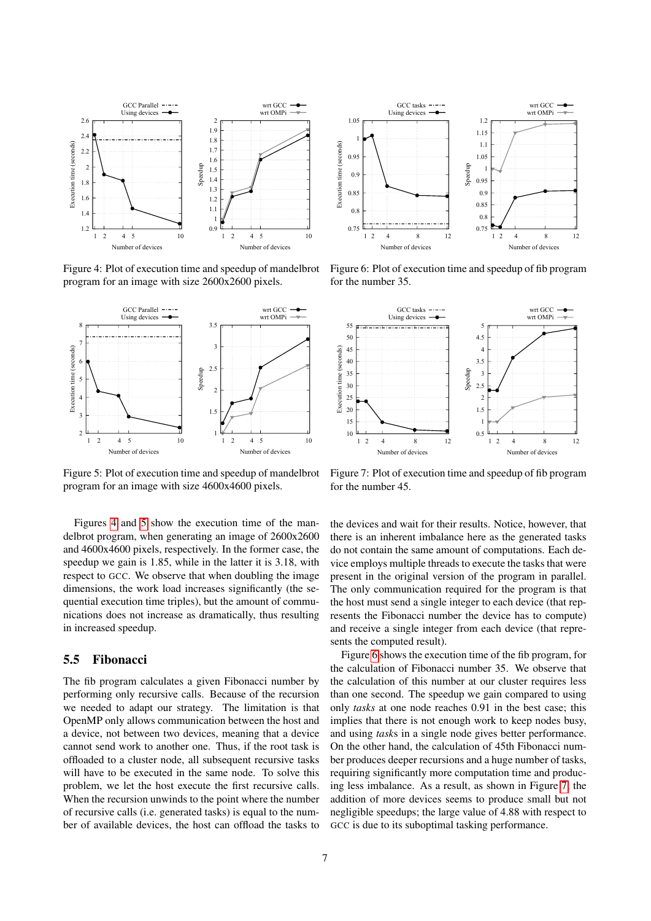Figure 4: Plot of execution time and speedup of mandelbrot program for an image with size 2600x2600 pixels.

Figure 6: Plot of execution time and speedup of fib program for the number 35.

Figure 5: Plot of execution time and speedup of mandelbrot program for an image with size 4600x4600 pixels.

Figure 7: Plot of execution time and speedup of fib program for the number 45.

Figures 4 and 5 show the execution time of the mandelbrot program, when generating an image of 2600x2600 and 4600x4600 pixels, respectively. In the former case, the speedup we gain is 1.85, while in the latter it is 3.18, with respect to GCC. We observe that when doubling the image dimensions, the work load increases significantly (the sequential execution time triples), but the amount of communications does not increase as dramatically, thus resulting in increased speedup.

## 5.5 Fibonacci

The fib program calculates a given Fibonacci number by performing only recursive calls. Because of the recursion we needed to adapt our strategy. The limitation is that OpenMP only allows communication between the host and a device, not between two devices, meaning that a device cannot send work to another one. Thus, if the root task is offloaded to a cluster node, all subsequent recursive tasks will have to be executed in the same node. To solve this problem, we let the host execute the first recursive calls. When the recursion unwinds to the point where the number of recursive calls (i.e. generated tasks) is equal to the number of available devices, the host can offload the tasks to the devices and wait for their results. Notice, however, that there is an inherent imbalance here as the generated tasks do not contain the same amount of computations. Each device employs multiple threads to execute the tasks that were present in the original version of the program in parallel. The only communication required for the program is that the host must send a single integer to each device (that represents the Fibonacci number the device has to compute) and receive a single integer from each device (that represents the computed result).

Figure 6 shows the execution time of the fib program, for the calculation of Fibonacci number 35. We observe that the calculation of this number at our cluster requires less than one second. The speedup we gain compared to using only *tasks* at one node reaches 0.91 in the best case; this implies that there is not enough work to keep nodes busy, and using *tasks* in a single node gives better performance. On the other hand, the calculation of 45th Fibonacci number produces deeper recursions and a huge number of tasks, requiring significantly more computation time and producing less imbalance. As a result, as shown in Figure 7, the addition of more devices seems to produce small but not negligible speedups; the large value of 4.88 with respect to GCC is due to its suboptimal tasking performance.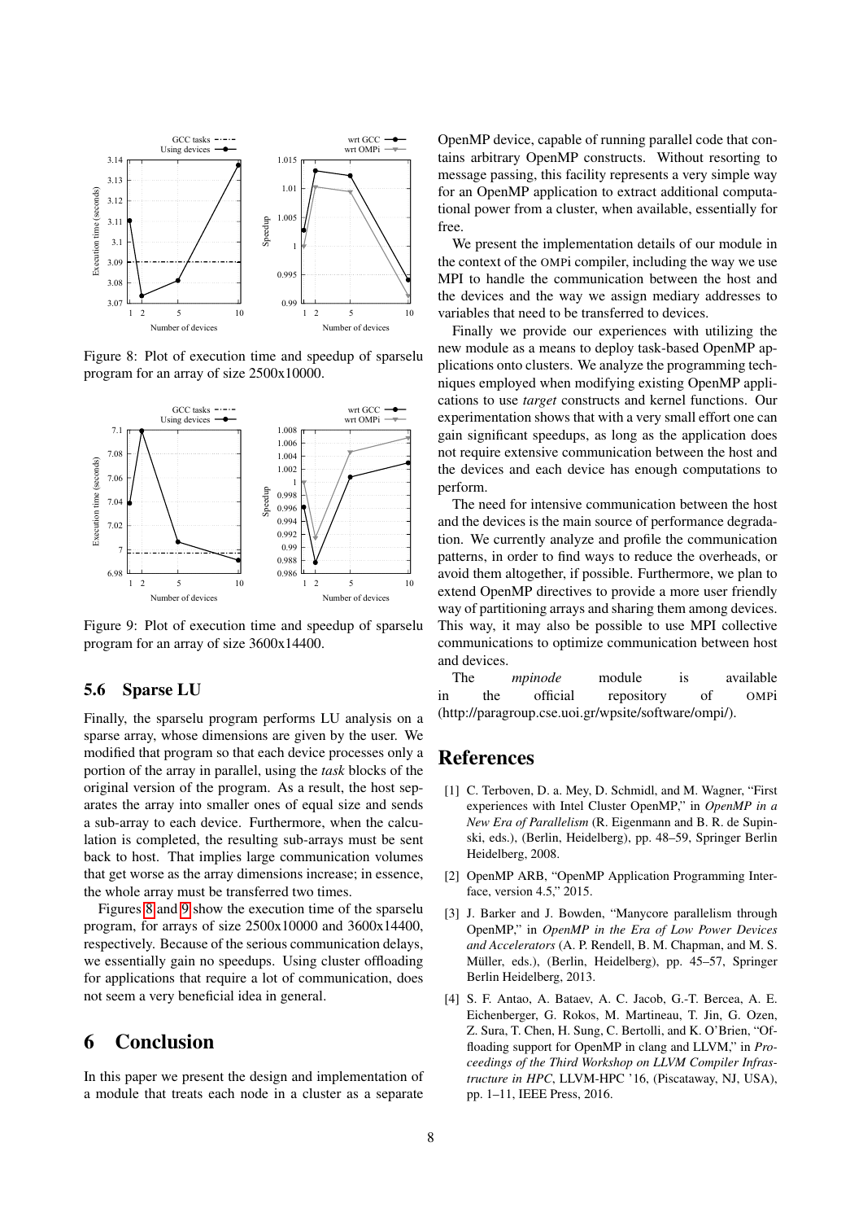Figure 8: Plot of execution time and speedup of sparselu program for an array of size 2500x10000.

Figure 9: Plot of execution time and speedup of sparselu program for an array of size 3600x14400.

### 5.6 Sparse LU

Finally, the sparselu program performs LU analysis on a sparse array, whose dimensions are given by the user. We modified that program so that each device processes only a portion of the array in parallel, using the *task* blocks of the original version of the program. As a result, the host separates the array into smaller ones of equal size and sends a sub-array to each device. Furthermore, when the calculation is completed, the resulting sub-arrays must be sent back to host. That implies large communication volumes that get worse as the array dimensions increase; in essence, the whole array must be transferred two times.

Figures 8 and 9 show the execution time of the sparselu program, for arrays of size 2500x10000 and 3600x14400, respectively. Because of the serious communication delays, we essentially gain no speedups. Using cluster offloading for applications that require a lot of communication, does not seem a very beneficial idea in general.

## 6 Conclusion

In this paper we present the design and implementation of a module that treats each node in a cluster as a separate OpenMP device, capable of running parallel code that contains arbitrary OpenMP constructs. Without resorting to message passing, this facility represents a very simple way for an OpenMP application to extract additional computational power from a cluster, when available, essentially for free.

We present the implementation details of our module in the context of the OMPi compiler, including the way we use MPI to handle the communication between the host and the devices and the way we assign mediary addresses to variables that need to be transferred to devices.

Finally we provide our experiences with utilizing the new module as a means to deploy task-based OpenMP applications onto clusters. We analyze the programming techniques employed when modifying existing OpenMP applications to use *target* constructs and kernel functions. Our experimentation shows that with a very small effort one can gain significant speedups, as long as the application does not require extensive communication between the host and the devices and each device has enough computations to perform.

The need for intensive communication between the host and the devices is the main source of performance degradation. We currently analyze and profile the communication patterns, in order to find ways to reduce the overheads, or avoid them altogether, if possible. Furthermore, we plan to extend OpenMP directives to provide a more user friendly way of partitioning arrays and sharing them among devices. This way, it may also be possible to use MPI collective communications to optimize communication between host and devices.

The *mpinode* module is available in the official repository of OMPi (http://paragroup.cse.uoi.gr/wpsite/software/ompi/).

## References

[1] C. Terboven, D. a. Mey, D. Schmidl, and M. Wagner, "First experiences with Intel Cluster OpenMP," in *OpenMP in a New Era of Parallelism* (R. Eigenmann and B. R. de Supinski, eds.), (Berlin, Heidelberg), pp. 48–59, Springer Berlin Heidelberg, 2008.

[2] OpenMP ARB, "OpenMP Application Programming Interface, version 4.5," 2015.

[3] J. Barker and J. Bowden, "Manycore parallelism through OpenMP," in *OpenMP in the Era of Low Power Devices and Accelerators* (A. P. Rendell, B. M. Chapman, and M. S. Müller, eds.), (Berlin, Heidelberg), pp. 45–57, Springer Berlin Heidelberg, 2013.

[4] S. F. Antao, A. Bataev, A. C. Jacob, G.-T. Bercea, A. E. Eichenberger, G. Rokos, M. Martineau, T. Jin, G. Ozen, Z. Sura, T. Chen, H. Sung, C. Bertolli, and K. O'Brien, "Offloading support for OpenMP in clang and LLVM," in *Proceedings of the Third Workshop on LLVM Compiler Infrastructure in HPC*, LLVM-HPC '16, (Piscataway, NJ, USA), pp. 1–11, IEEE Press, 2016.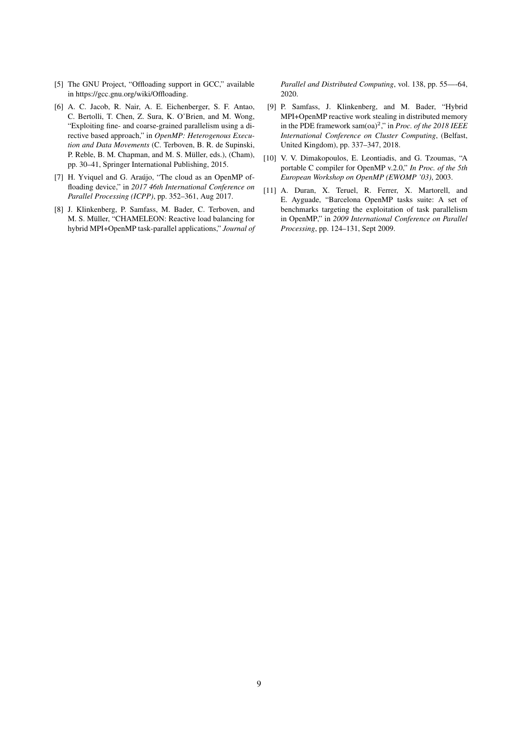[5] The GNU Project, "Offloading support in GCC," available in https://gcc.gnu.org/wiki/Offloading.

[6] A. C. Jacob, R. Nair, A. E. Eichenberger, S. F. Antao, C. Bertolli, T. Chen, Z. Sura, K. O'Brien, and M. Wong, "Exploiting fine- and coarse-grained parallelism using a directive based approach," in *OpenMP: Heterogenous Execution and Data Movements* (C. Terboven, B. R. de Supinski, P. Reble, B. M. Chapman, and M. S. Müller, eds.), (Cham), pp. 30–41, Springer International Publishing, 2015.

[7] H. Yviquel and G. Araújo, "The cloud as an OpenMP offloading device," in *2017 46th International Conference on Parallel Processing (ICPP)*, pp. 352–361, Aug 2017.

[8] J. Klinkenberg, P. Samfass, M. Bader, C. Terboven, and M. S. Müller, "CHAMELEON: Reactive load balancing for hybrid MPI+OpenMP task-parallel applications," *Journal of Parallel and Distributed Computing*, vol. 138, pp. 55—-64, 2020.

[9] P. Samfass, J. Klinkenberg, and M. Bader, "Hybrid MPI+OpenMP reactive work stealing in distributed memory in the PDE framework sam(oa)$^2$," in *Proc. of the 2018 IEEE International Conference on Cluster Computing*, (Belfast, United Kingdom), pp. 337–347, 2018.

[10] V. V. Dimakopoulos, E. Leontiadis, and G. Tzoumas, "A portable C compiler for OpenMP v.2.0," *In Proc. of the 5th European Workshop on OpenMP (EWOMP '03)*, 2003.

[11] A. Duran, X. Teruel, R. Ferrer, X. Martorell, and E. Ayguade, "Barcelona OpenMP tasks suite: A set of benchmarks targeting the exploitation of task parallelism in OpenMP," in *2009 International Conference on Parallel Processing*, pp. 124–131, Sept 2009.